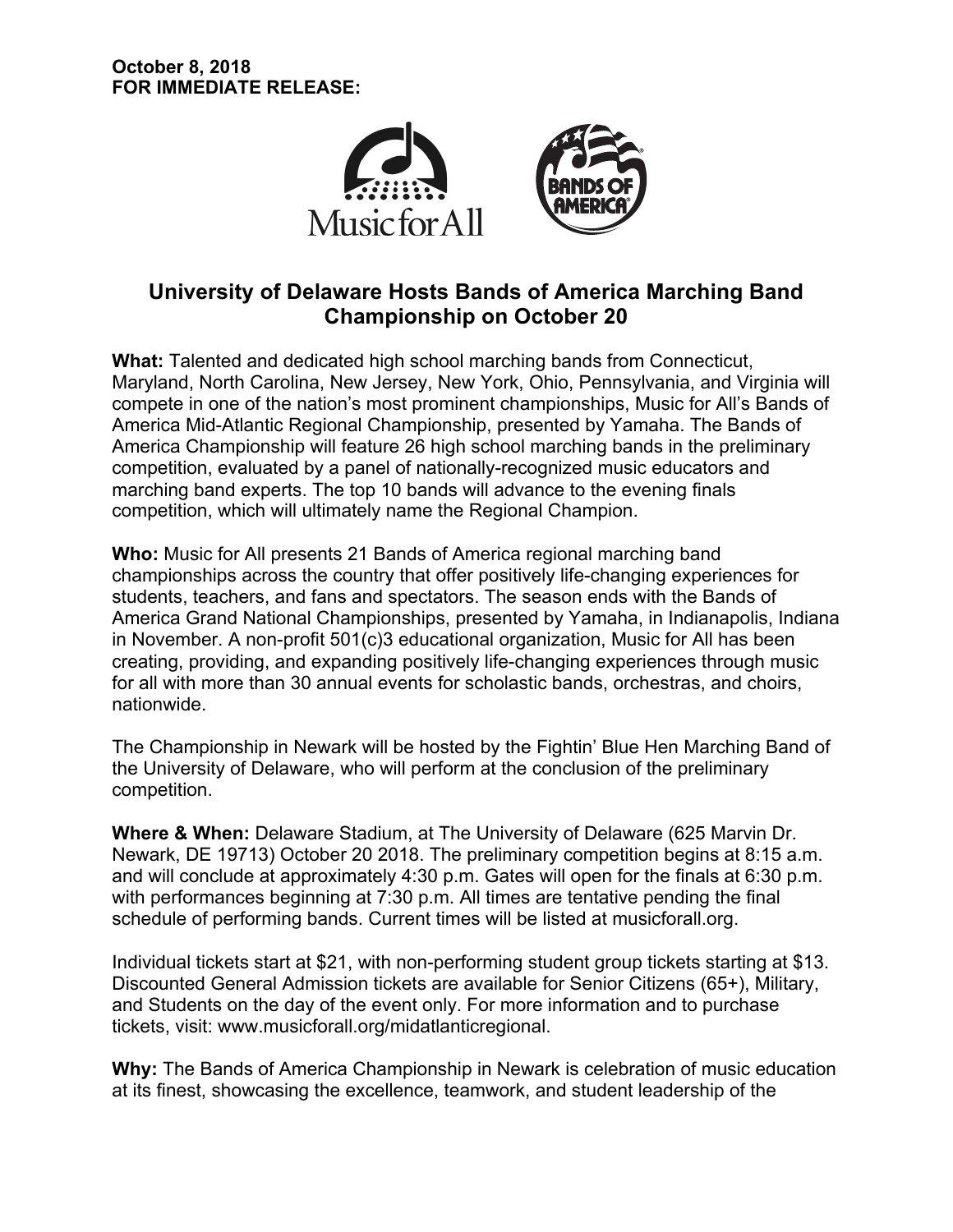**October 8, 2018**
**FOR IMMEDIATE RELEASE:**

# University of Delaware Hosts Bands of America Marching Band Championship on October 20

**What:** Talented and dedicated high school marching bands from Connecticut, Maryland, North Carolina, New Jersey, New York, Ohio, Pennsylvania, and Virginia will compete in one of the nation's most prominent championships, Music for All's Bands of America Mid-Atlantic Regional Championship, presented by Yamaha. The Bands of America Championship will feature 26 high school marching bands in the preliminary competition, evaluated by a panel of nationally-recognized music educators and marching band experts. The top 10 bands will advance to the evening finals competition, which will ultimately name the Regional Champion.

**Who:** Music for All presents 21 Bands of America regional marching band championships across the country that offer positively life-changing experiences for students, teachers, and fans and spectators. The season ends with the Bands of America Grand National Championships, presented by Yamaha, in Indianapolis, Indiana in November. A non-profit 501(c)3 educational organization, Music for All has been creating, providing, and expanding positively life-changing experiences through music for all with more than 30 annual events for scholastic bands, orchestras, and choirs, nationwide.

The Championship in Newark will be hosted by the Fightin' Blue Hen Marching Band of the University of Delaware, who will perform at the conclusion of the preliminary competition.

**Where & When:** Delaware Stadium, at The University of Delaware (625 Marvin Dr. Newark, DE 19713) October 20 2018. The preliminary competition begins at 8:15 a.m. and will conclude at approximately 4:30 p.m. Gates will open for the finals at 6:30 p.m. with performances beginning at 7:30 p.m. All times are tentative pending the final schedule of performing bands. Current times will be listed at musicforall.org.

Individual tickets start at $21, with non-performing student group tickets starting at $13. Discounted General Admission tickets are available for Senior Citizens (65+), Military, and Students on the day of the event only. For more information and to purchase tickets, visit: www.musicforall.org/midatlanticregional.

**Why:** The Bands of America Championship in Newark is celebration of music education at its finest, showcasing the excellence, teamwork, and student leadership of the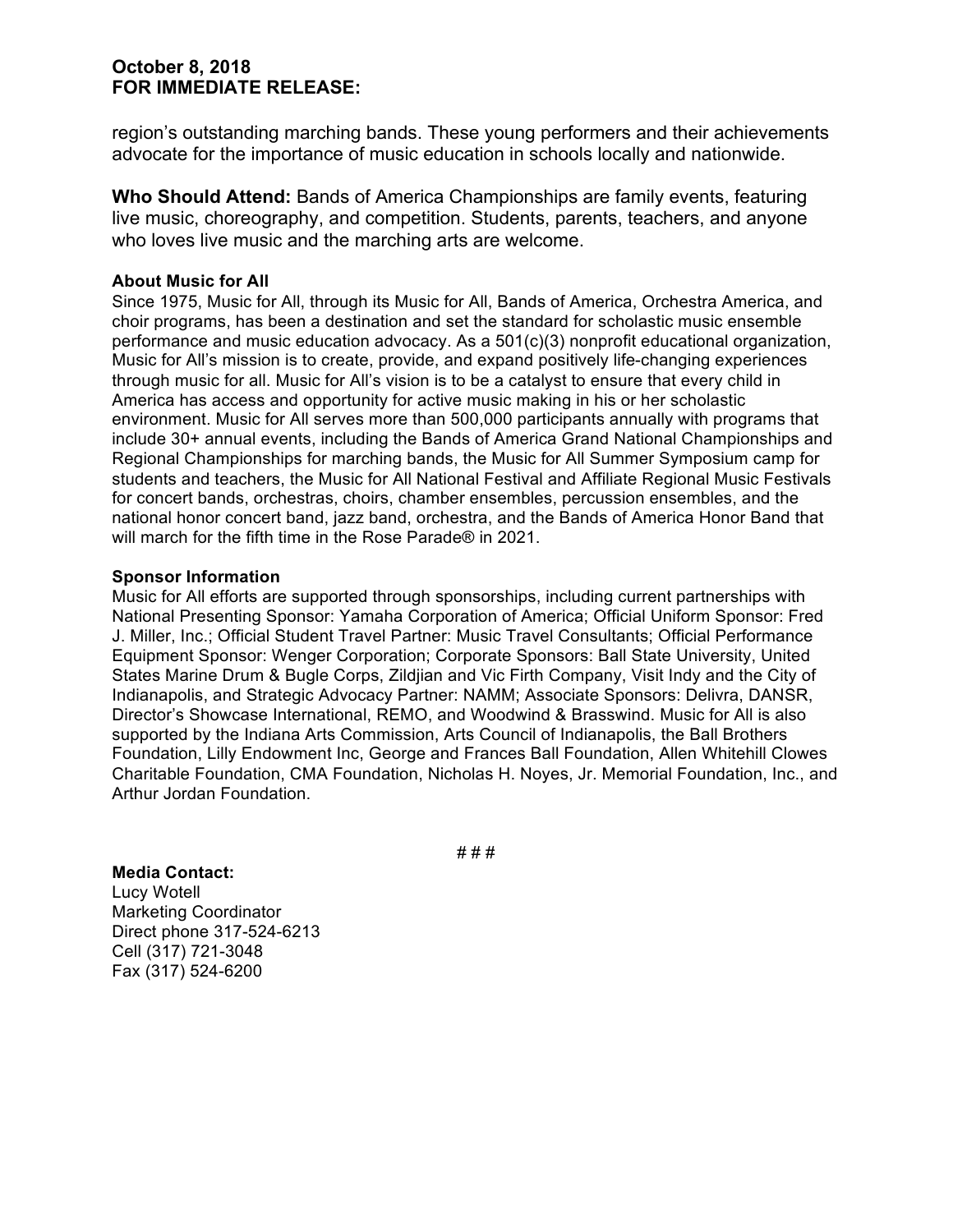**October 8, 2018**
**FOR IMMEDIATE RELEASE:**

region's outstanding marching bands. These young performers and their achievements advocate for the importance of music education in schools locally and nationwide.

**Who Should Attend:** Bands of America Championships are family events, featuring live music, choreography, and competition. Students, parents, teachers, and anyone who loves live music and the marching arts are welcome.

**About Music for All**

Since 1975, Music for All, through its Music for All, Bands of America, Orchestra America, and choir programs, has been a destination and set the standard for scholastic music ensemble performance and music education advocacy. As a 501(c)(3) nonprofit educational organization, Music for All's mission is to create, provide, and expand positively life-changing experiences through music for all. Music for All's vision is to be a catalyst to ensure that every child in America has access and opportunity for active music making in his or her scholastic environment. Music for All serves more than 500,000 participants annually with programs that include 30+ annual events, including the Bands of America Grand National Championships and Regional Championships for marching bands, the Music for All Summer Symposium camp for students and teachers, the Music for All National Festival and Affiliate Regional Music Festivals for concert bands, orchestras, choirs, chamber ensembles, percussion ensembles, and the national honor concert band, jazz band, orchestra, and the Bands of America Honor Band that will march for the fifth time in the Rose Parade® in 2021.

**Sponsor Information**

Music for All efforts are supported through sponsorships, including current partnerships with National Presenting Sponsor: Yamaha Corporation of America; Official Uniform Sponsor: Fred J. Miller, Inc.; Official Student Travel Partner: Music Travel Consultants; Official Performance Equipment Sponsor: Wenger Corporation; Corporate Sponsors: Ball State University, United States Marine Drum & Bugle Corps, Zildjian and Vic Firth Company, Visit Indy and the City of Indianapolis, and Strategic Advocacy Partner: NAMM; Associate Sponsors: Delivra, DANSR, Director's Showcase International, REMO, and Woodwind & Brasswind. Music for All is also supported by the Indiana Arts Commission, Arts Council of Indianapolis, the Ball Brothers Foundation, Lilly Endowment Inc, George and Frances Ball Foundation, Allen Whitehill Clowes Charitable Foundation, CMA Foundation, Nicholas H. Noyes, Jr. Memorial Foundation, Inc., and Arthur Jordan Foundation.

# # #

**Media Contact:**
Lucy Wotell
Marketing Coordinator
Direct phone 317-524-6213
Cell (317) 721-3048
Fax (317) 524-6200